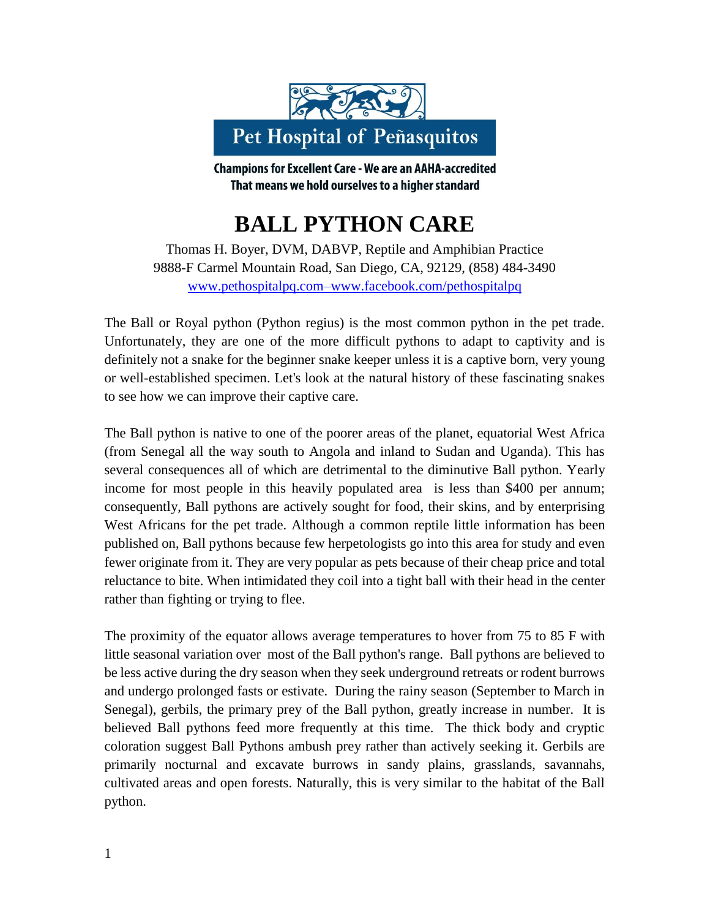Pet Hospital of Peñasquitos

**Champions for Excellent Care - We are an AAHA-accredited**
**That means we hold ourselves to a higher standard**

# BALL PYTHON CARE

Thomas H. Boyer, DVM, DABVP, Reptile and Amphibian Practice
9888-F Carmel Mountain Road, San Diego, CA, 92129, (858) 484-3490
www.pethospitalpq.com–www.facebook.com/pethospitalpq

The Ball or Royal python (Python regius) is the most common python in the pet trade. Unfortunately, they are one of the more difficult pythons to adapt to captivity and is definitely not a snake for the beginner snake keeper unless it is a captive born, very young or well-established specimen. Let's look at the natural history of these fascinating snakes to see how we can improve their captive care.

The Ball python is native to one of the poorer areas of the planet, equatorial West Africa (from Senegal all the way south to Angola and inland to Sudan and Uganda). This has several consequences all of which are detrimental to the diminutive Ball python. Yearly income for most people in this heavily populated area is less than $400 per annum; consequently, Ball pythons are actively sought for food, their skins, and by enterprising West Africans for the pet trade. Although a common reptile little information has been published on, Ball pythons because few herpetologists go into this area for study and even fewer originate from it. They are very popular as pets because of their cheap price and total reluctance to bite. When intimidated they coil into a tight ball with their head in the center rather than fighting or trying to flee.

The proximity of the equator allows average temperatures to hover from 75 to 85 F with little seasonal variation over most of the Ball python's range. Ball pythons are believed to be less active during the dry season when they seek underground retreats or rodent burrows and undergo prolonged fasts or estivate. During the rainy season (September to March in Senegal), gerbils, the primary prey of the Ball python, greatly increase in number. It is believed Ball pythons feed more frequently at this time. The thick body and cryptic coloration suggest Ball Pythons ambush prey rather than actively seeking it. Gerbils are primarily nocturnal and excavate burrows in sandy plains, grasslands, savannahs, cultivated areas and open forests. Naturally, this is very similar to the habitat of the Ball python.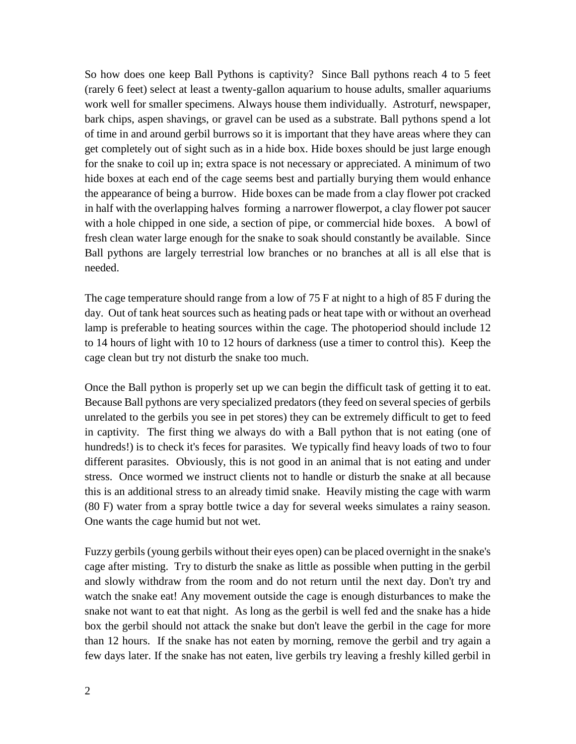So how does one keep Ball Pythons is captivity? Since Ball pythons reach 4 to 5 feet (rarely 6 feet) select at least a twenty-gallon aquarium to house adults, smaller aquariums work well for smaller specimens. Always house them individually. Astroturf, newspaper, bark chips, aspen shavings, or gravel can be used as a substrate. Ball pythons spend a lot of time in and around gerbil burrows so it is important that they have areas where they can get completely out of sight such as in a hide box. Hide boxes should be just large enough for the snake to coil up in; extra space is not necessary or appreciated. A minimum of two hide boxes at each end of the cage seems best and partially burying them would enhance the appearance of being a burrow. Hide boxes can be made from a clay flower pot cracked in half with the overlapping halves forming a narrower flowerpot, a clay flower pot saucer with a hole chipped in one side, a section of pipe, or commercial hide boxes. A bowl of fresh clean water large enough for the snake to soak should constantly be available. Since Ball pythons are largely terrestrial low branches or no branches at all is all else that is needed.

The cage temperature should range from a low of 75 F at night to a high of 85 F during the day. Out of tank heat sources such as heating pads or heat tape with or without an overhead lamp is preferable to heating sources within the cage. The photoperiod should include 12 to 14 hours of light with 10 to 12 hours of darkness (use a timer to control this). Keep the cage clean but try not disturb the snake too much.

Once the Ball python is properly set up we can begin the difficult task of getting it to eat. Because Ball pythons are very specialized predators (they feed on several species of gerbils unrelated to the gerbils you see in pet stores) they can be extremely difficult to get to feed in captivity. The first thing we always do with a Ball python that is not eating (one of hundreds!) is to check it's feces for parasites. We typically find heavy loads of two to four different parasites. Obviously, this is not good in an animal that is not eating and under stress. Once wormed we instruct clients not to handle or disturb the snake at all because this is an additional stress to an already timid snake. Heavily misting the cage with warm (80 F) water from a spray bottle twice a day for several weeks simulates a rainy season. One wants the cage humid but not wet.

Fuzzy gerbils (young gerbils without their eyes open) can be placed overnight in the snake's cage after misting. Try to disturb the snake as little as possible when putting in the gerbil and slowly withdraw from the room and do not return until the next day. Don't try and watch the snake eat! Any movement outside the cage is enough disturbances to make the snake not want to eat that night. As long as the gerbil is well fed and the snake has a hide box the gerbil should not attack the snake but don't leave the gerbil in the cage for more than 12 hours. If the snake has not eaten by morning, remove the gerbil and try again a few days later. If the snake has not eaten, live gerbils try leaving a freshly killed gerbil in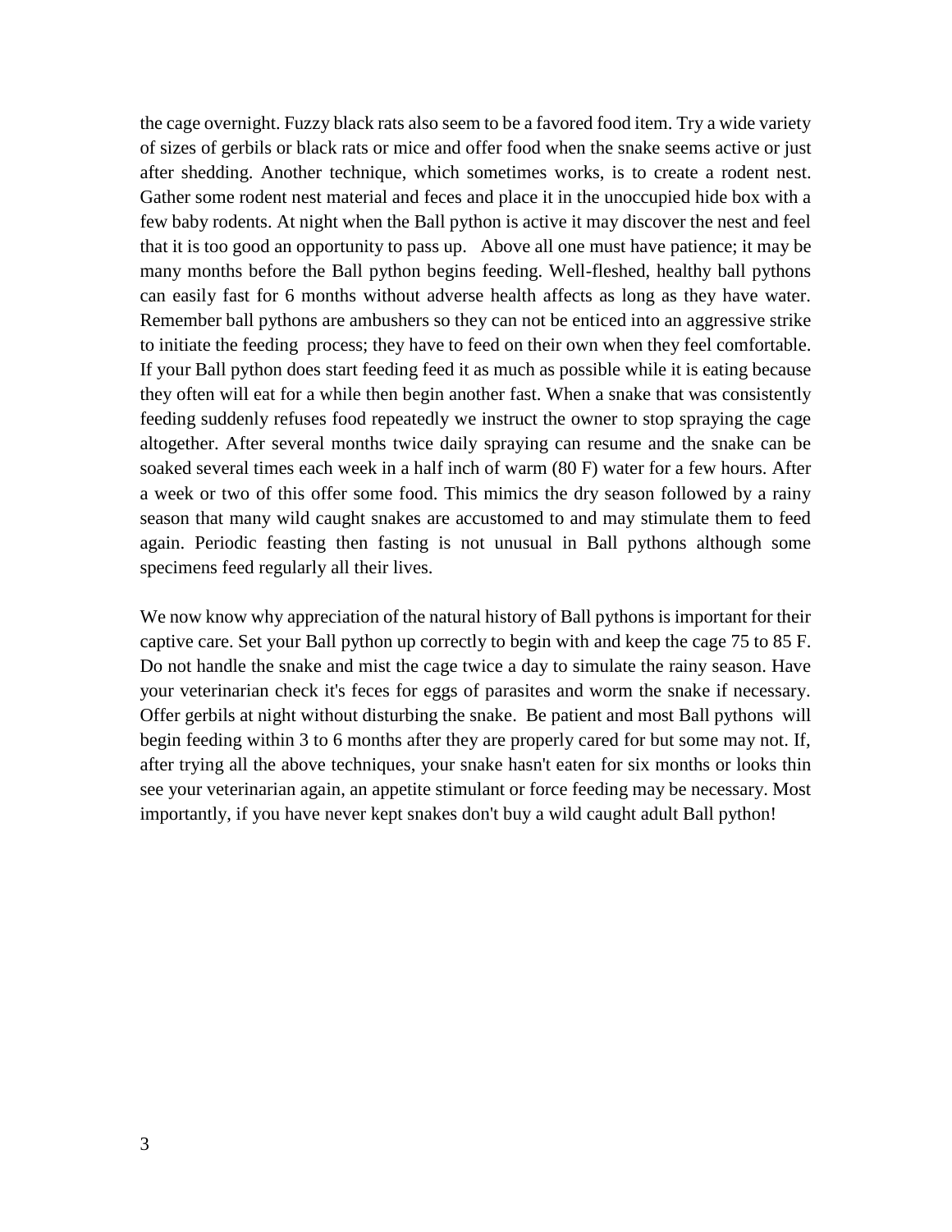the cage overnight. Fuzzy black rats also seem to be a favored food item. Try a wide variety of sizes of gerbils or black rats or mice and offer food when the snake seems active or just after shedding. Another technique, which sometimes works, is to create a rodent nest. Gather some rodent nest material and feces and place it in the unoccupied hide box with a few baby rodents. At night when the Ball python is active it may discover the nest and feel that it is too good an opportunity to pass up. Above all one must have patience; it may be many months before the Ball python begins feeding. Well-fleshed, healthy ball pythons can easily fast for 6 months without adverse health affects as long as they have water. Remember ball pythons are ambushers so they can not be enticed into an aggressive strike to initiate the feeding process; they have to feed on their own when they feel comfortable. If your Ball python does start feeding feed it as much as possible while it is eating because they often will eat for a while then begin another fast. When a snake that was consistently feeding suddenly refuses food repeatedly we instruct the owner to stop spraying the cage altogether. After several months twice daily spraying can resume and the snake can be soaked several times each week in a half inch of warm (80 F) water for a few hours. After a week or two of this offer some food. This mimics the dry season followed by a rainy season that many wild caught snakes are accustomed to and may stimulate them to feed again. Periodic feasting then fasting is not unusual in Ball pythons although some specimens feed regularly all their lives.

We now know why appreciation of the natural history of Ball pythons is important for their captive care. Set your Ball python up correctly to begin with and keep the cage 75 to 85 F. Do not handle the snake and mist the cage twice a day to simulate the rainy season. Have your veterinarian check it's feces for eggs of parasites and worm the snake if necessary. Offer gerbils at night without disturbing the snake. Be patient and most Ball pythons will begin feeding within 3 to 6 months after they are properly cared for but some may not. If, after trying all the above techniques, your snake hasn't eaten for six months or looks thin see your veterinarian again, an appetite stimulant or force feeding may be necessary. Most importantly, if you have never kept snakes don't buy a wild caught adult Ball python!